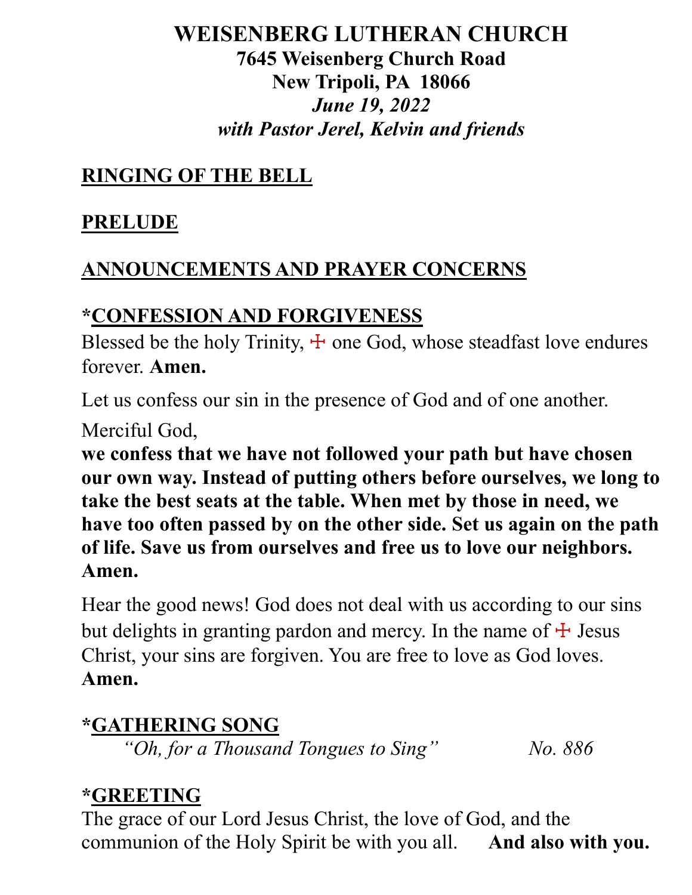# WEISENBERG LUTHERAN CHURCH

**7645 Weisenberg Church Road**
**New Tripoli, PA 18066**
***June 19, 2022***
***with Pastor Jerel, Kelvin and friends***

## RINGING OF THE BELL

## PRELUDE

## ANNOUNCEMENTS AND PRAYER CONCERNS

## *CONFESSION AND FORGIVENESS

Blessed be the holy Trinity, ☩ one God, whose steadfast love endures forever. **Amen.**

Let us confess our sin in the presence of God and of one another.

Merciful God,
**we confess that we have not followed your path but have chosen our own way. Instead of putting others before ourselves, we long to take the best seats at the table. When met by those in need, we have too often passed by on the other side. Set us again on the path of life. Save us from ourselves and free us to love our neighbors. Amen.**

Hear the good news! God does not deal with us according to our sins but delights in granting pardon and mercy. In the name of ☩ Jesus Christ, your sins are forgiven. You are free to love as God loves. **Amen.**

## *GATHERING SONG

*"Oh, for a Thousand Tongues to Sing"* *No. 886*

## *GREETING

The grace of our Lord Jesus Christ, the love of God, and the communion of the Holy Spirit be with you all. **And also with you.**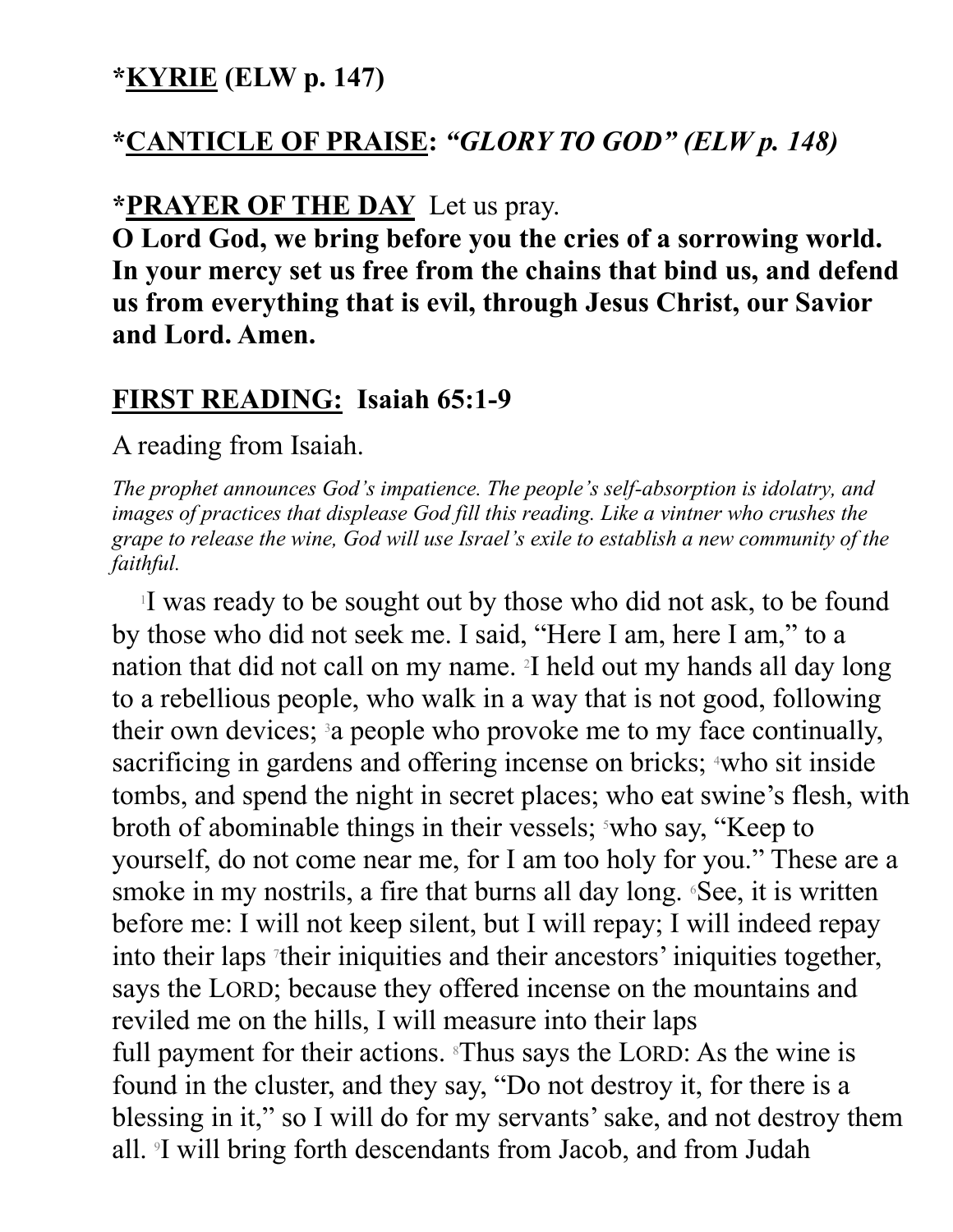**\*<u>KYRIE</u> (ELW p. 147)**

**\*<u>CANTICLE OF PRAISE</u>: *"GLORY TO GOD" (ELW p. 148)***

**\*<u>PRAYER OF THE DAY</u>** Let us pray.
**O Lord God, we bring before you the cries of a sorrowing world. In your mercy set us free from the chains that bind us, and defend us from everything that is evil, through Jesus Christ, our Savior and Lord. Amen.**

**<u>FIRST READING:</u> Isaiah 65:1-9**

A reading from Isaiah.

*The prophet announces God's impatience. The people's self-absorption is idolatry, and images of practices that displease God fill this reading. Like a vintner who crushes the grape to release the wine, God will use Israel's exile to establish a new community of the faithful.*

[1]I was ready to be sought out by those who did not ask, to be found by those who did not seek me. I said, "Here I am, here I am," to a nation that did not call on my name. [2]I held out my hands all day long to a rebellious people, who walk in a way that is not good, following their own devices; [3]a people who provoke me to my face continually, sacrificing in gardens and offering incense on bricks; [4]who sit inside tombs, and spend the night in secret places; who eat swine's flesh, with broth of abominable things in their vessels; [5]who say, "Keep to yourself, do not come near me, for I am too holy for you." These are a smoke in my nostrils, a fire that burns all day long. [6]See, it is written before me: I will not keep silent, but I will repay; I will indeed repay into their laps [7]their iniquities and their ancestors' iniquities together, says the LORD; because they offered incense on the mountains and reviled me on the hills, I will measure into their laps full payment for their actions. [8]Thus says the LORD: As the wine is found in the cluster, and they say, "Do not destroy it, for there is a blessing in it," so I will do for my servants' sake, and not destroy them all. [9]I will bring forth descendants from Jacob, and from Judah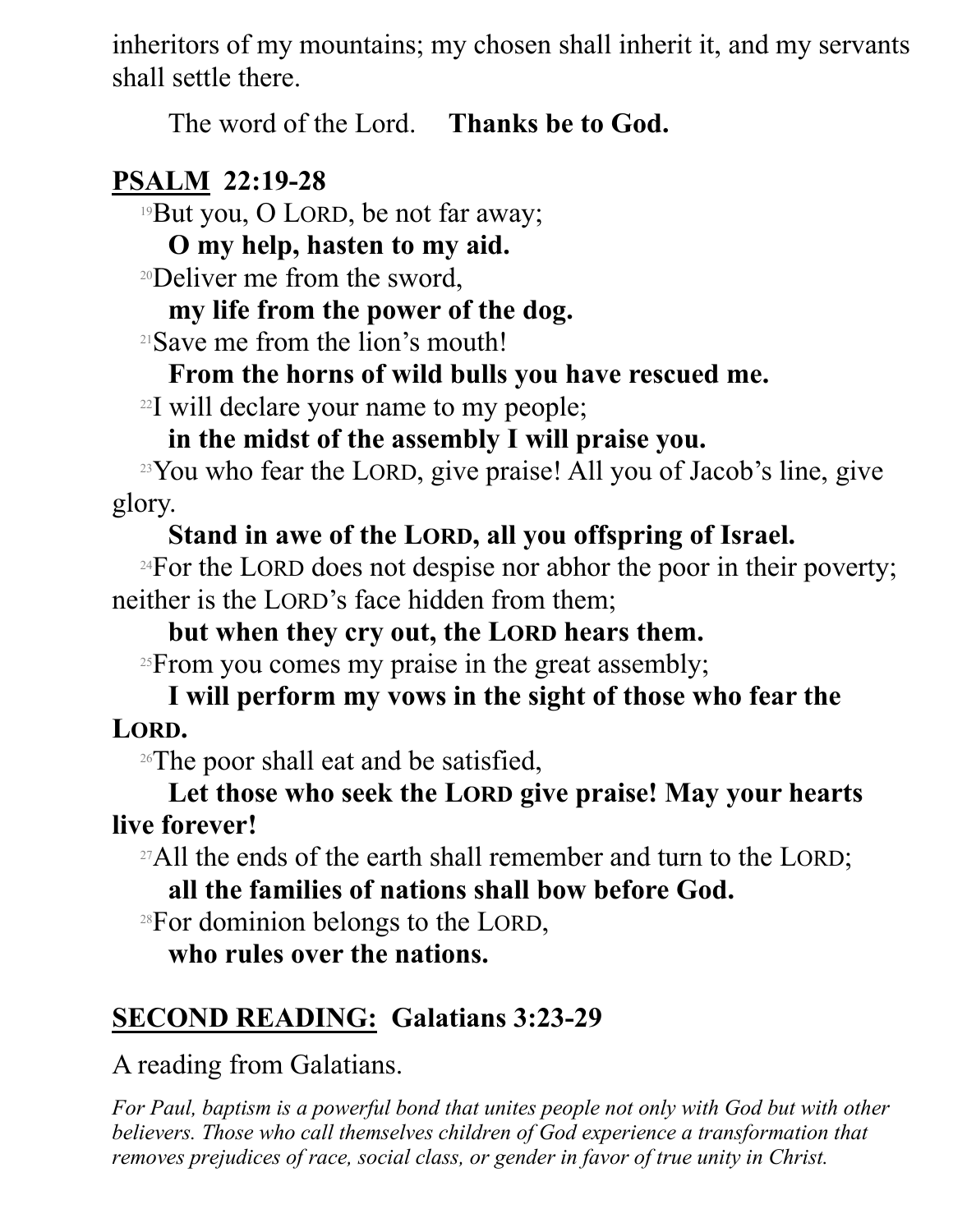inheritors of my mountains; my chosen shall inherit it, and my servants shall settle there.

The word of the Lord. **Thanks be to God.**

## <u>PSALM</u> 22:19-28

[19]But you, O LORD, be not far away;
**O my help, hasten to my aid.**
[20]Deliver me from the sword,
**my life from the power of the dog.**
[21]Save me from the lion's mouth!
**From the horns of wild bulls you have rescued me.**
[22]I will declare your name to my people;
**in the midst of the assembly I will praise you.**
[23]You who fear the LORD, give praise! All you of Jacob's line, give glory.
**Stand in awe of the LORD, all you offspring of Israel.**
[24]For the LORD does not despise nor abhor the poor in their poverty; neither is the LORD's face hidden from them;
**but when they cry out, the LORD hears them.**
[25]From you comes my praise in the great assembly;
**I will perform my vows in the sight of those who fear the LORD.**
[26]The poor shall eat and be satisfied,
**Let those who seek the LORD give praise! May your hearts live forever!**
[27]All the ends of the earth shall remember and turn to the LORD;
**all the families of nations shall bow before God.**
[28]For dominion belongs to the LORD,
**who rules over the nations.**

## <u>SECOND READING:</u> Galatians 3:23-29

A reading from Galatians.

*For Paul, baptism is a powerful bond that unites people not only with God but with other believers. Those who call themselves children of God experience a transformation that removes prejudices of race, social class, or gender in favor of true unity in Christ.*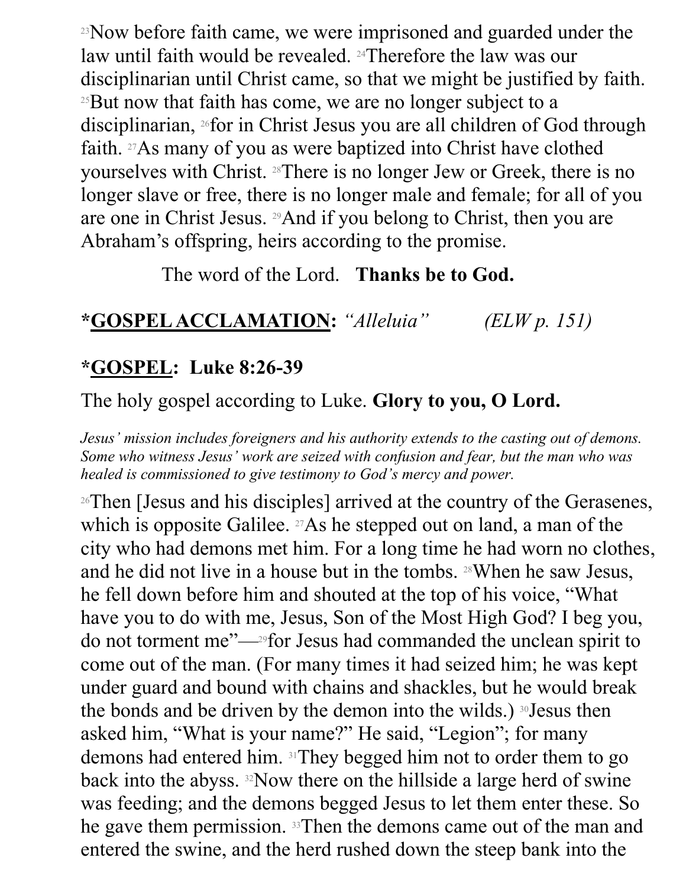[23]Now before faith came, we were imprisoned and guarded under the law until faith would be revealed. [24]Therefore the law was our disciplinarian until Christ came, so that we might be justified by faith. [25]But now that faith has come, we are no longer subject to a disciplinarian, [26]for in Christ Jesus you are all children of God through faith. [27]As many of you as were baptized into Christ have clothed yourselves with Christ. [28]There is no longer Jew or Greek, there is no longer slave or free, there is no longer male and female; for all of you are one in Christ Jesus. [29]And if you belong to Christ, then you are Abraham's offspring, heirs according to the promise.

The word of the Lord. **Thanks be to God.**

**\*<u>GOSPEL ACCLAMATION</u>:** *"Alleluia"* *(ELW p. 151)*

**\*<u>GOSPEL</u>: Luke 8:26-39**

The holy gospel according to Luke. **Glory to you, O Lord.**

*Jesus' mission includes foreigners and his authority extends to the casting out of demons. Some who witness Jesus' work are seized with confusion and fear, but the man who was healed is commissioned to give testimony to God's mercy and power.*

[26]Then [Jesus and his disciples] arrived at the country of the Gerasenes, which is opposite Galilee. [27]As he stepped out on land, a man of the city who had demons met him. For a long time he had worn no clothes, and he did not live in a house but in the tombs. [28]When he saw Jesus, he fell down before him and shouted at the top of his voice, "What have you to do with me, Jesus, Son of the Most High God? I beg you, do not torment me"—[29]for Jesus had commanded the unclean spirit to come out of the man. (For many times it had seized him; he was kept under guard and bound with chains and shackles, but he would break the bonds and be driven by the demon into the wilds.) [30]Jesus then asked him, "What is your name?" He said, "Legion"; for many demons had entered him. [31]They begged him not to order them to go back into the abyss. [32]Now there on the hillside a large herd of swine was feeding; and the demons begged Jesus to let them enter these. So he gave them permission. [33]Then the demons came out of the man and entered the swine, and the herd rushed down the steep bank into the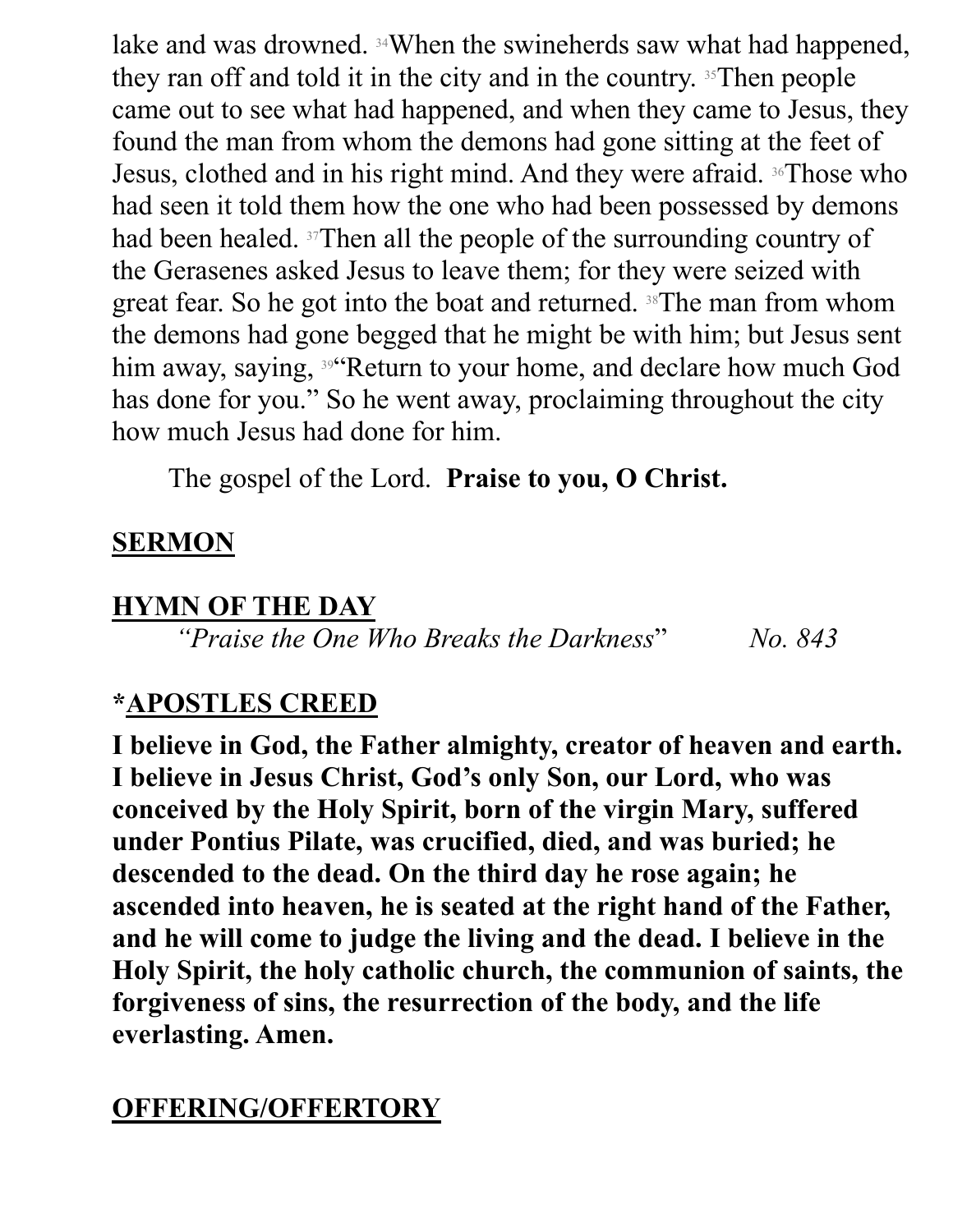lake and was drowned. [34]When the swineherds saw what had happened, they ran off and told it in the city and in the country. [35]Then people came out to see what had happened, and when they came to Jesus, they found the man from whom the demons had gone sitting at the feet of Jesus, clothed and in his right mind. And they were afraid. [36]Those who had seen it told them how the one who had been possessed by demons had been healed. [37]Then all the people of the surrounding country of the Gerasenes asked Jesus to leave them; for they were seized with great fear. So he got into the boat and returned. [38]The man from whom the demons had gone begged that he might be with him; but Jesus sent him away, saying, [39]"Return to your home, and declare how much God has done for you." So he went away, proclaiming throughout the city how much Jesus had done for him.

The gospel of the Lord. **Praise to you, O Christ.**

## SERMON

## HYMN OF THE DAY

*"Praise the One Who Breaks the Darkness"* *No. 843*

## *APOSTLES CREED

**I believe in God, the Father almighty, creator of heaven and earth. I believe in Jesus Christ, God's only Son, our Lord, who was conceived by the Holy Spirit, born of the virgin Mary, suffered under Pontius Pilate, was crucified, died, and was buried; he descended to the dead. On the third day he rose again; he ascended into heaven, he is seated at the right hand of the Father, and he will come to judge the living and the dead. I believe in the Holy Spirit, the holy catholic church, the communion of saints, the forgiveness of sins, the resurrection of the body, and the life everlasting. Amen.**

## OFFERING/OFFERTORY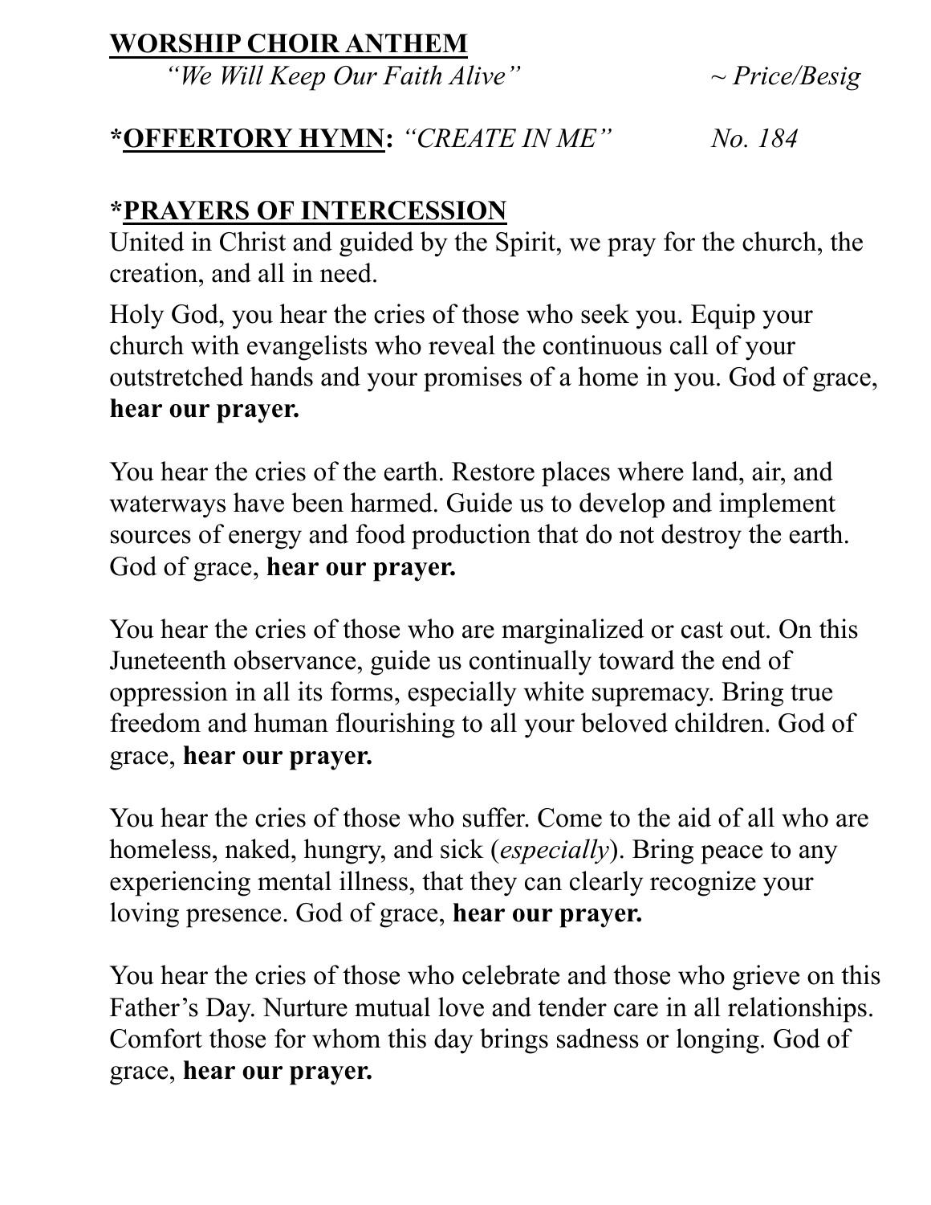**<u>WORSHIP CHOIR ANTHEM</u>**

*"We Will Keep Our Faith Alive"* ~ *Price/Besig*

**\*<u>OFFERTORY HYMN</u>:** *"CREATE IN ME"* *No. 184*

**\*<u>PRAYERS OF INTERCESSION</u>**

United in Christ and guided by the Spirit, we pray for the church, the creation, and all in need.

Holy God, you hear the cries of those who seek you. Equip your church with evangelists who reveal the continuous call of your outstretched hands and your promises of a home in you. God of grace, **hear our prayer.**

You hear the cries of the earth. Restore places where land, air, and waterways have been harmed. Guide us to develop and implement sources of energy and food production that do not destroy the earth. God of grace, **hear our prayer.**

You hear the cries of those who are marginalized or cast out. On this Juneteenth observance, guide us continually toward the end of oppression in all its forms, especially white supremacy. Bring true freedom and human flourishing to all your beloved children. God of grace, **hear our prayer.**

You hear the cries of those who suffer. Come to the aid of all who are homeless, naked, hungry, and sick (*especially*). Bring peace to any experiencing mental illness, that they can clearly recognize your loving presence. God of grace, **hear our prayer.**

You hear the cries of those who celebrate and those who grieve on this Father's Day. Nurture mutual love and tender care in all relationships. Comfort those for whom this day brings sadness or longing. God of grace, **hear our prayer.**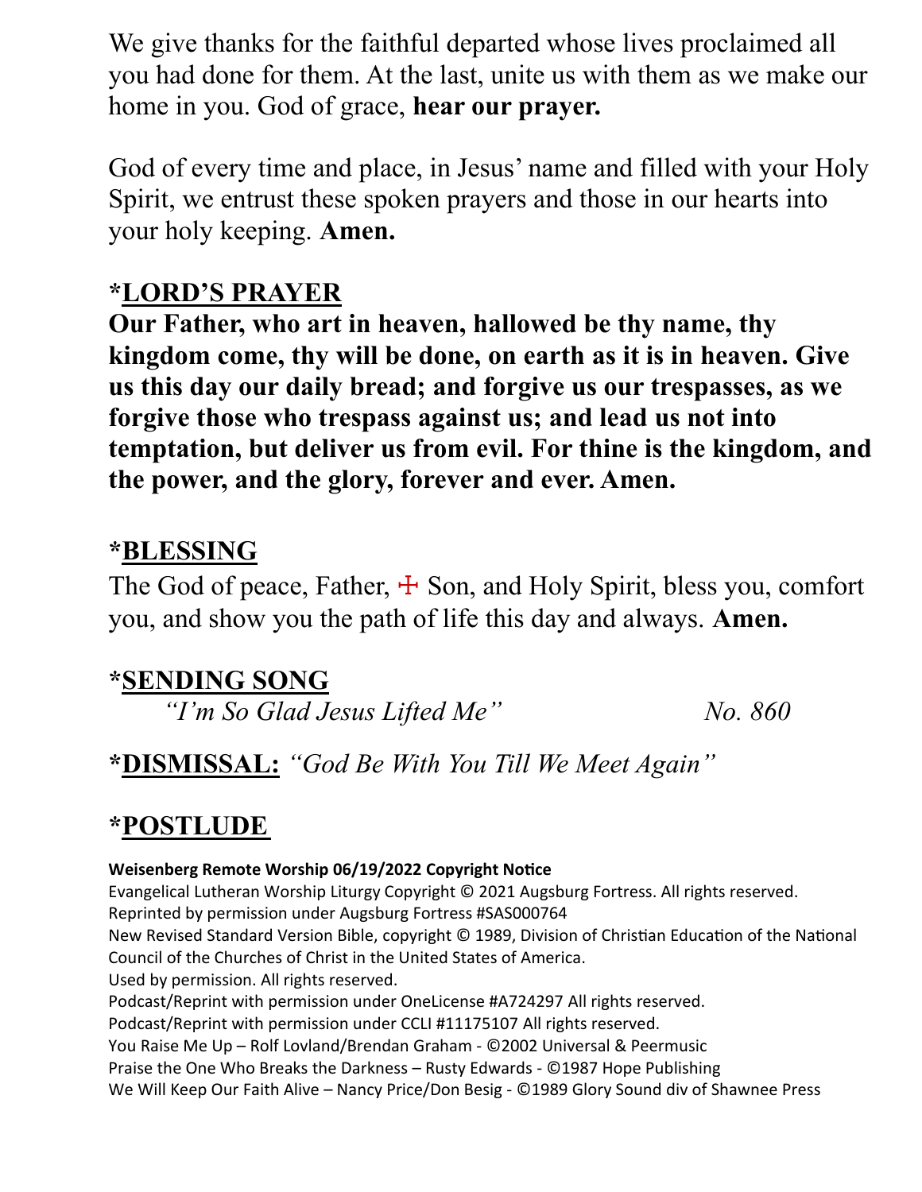We give thanks for the faithful departed whose lives proclaimed all you had done for them. At the last, unite us with them as we make our home in you. God of grace, **hear our prayer.**

God of every time and place, in Jesus' name and filled with your Holy Spirit, we entrust these spoken prayers and those in our hearts into your holy keeping. **Amen.**

## *<u>LORD'S PRAYER</u>

**Our Father, who art in heaven, hallowed be thy name, thy kingdom come, thy will be done, on earth as it is in heaven. Give us this day our daily bread; and forgive us our trespasses, as we forgive those who trespass against us; and lead us not into temptation, but deliver us from evil. For thine is the kingdom, and the power, and the glory, forever and ever. Amen.**

## *<u>BLESSING</u>

The God of peace, Father, ☩ Son, and Holy Spirit, bless you, comfort you, and show you the path of life this day and always. **Amen.**

## *<u>SENDING SONG</u>

*"I'm So Glad Jesus Lifted Me"* *No. 860*

## *<u>DISMISSAL:</u> *"God Be With You Till We Meet Again"*

## *<u>POSTLUDE</u>

**Weisenberg Remote Worship 06/19/2022 Copyright Notice**
Evangelical Lutheran Worship Liturgy Copyright © 2021 Augsburg Fortress. All rights reserved.
Reprinted by permission under Augsburg Fortress #SAS000764
New Revised Standard Version Bible, copyright © 1989, Division of Christian Education of the National Council of the Churches of Christ in the United States of America.
Used by permission. All rights reserved.
Podcast/Reprint with permission under OneLicense #A724297 All rights reserved.
Podcast/Reprint with permission under CCLI #11175107 All rights reserved.
You Raise Me Up – Rolf Lovland/Brendan Graham - ©2002 Universal & Peermusic
Praise the One Who Breaks the Darkness – Rusty Edwards - ©1987 Hope Publishing
We Will Keep Our Faith Alive – Nancy Price/Don Besig - ©1989 Glory Sound div of Shawnee Press